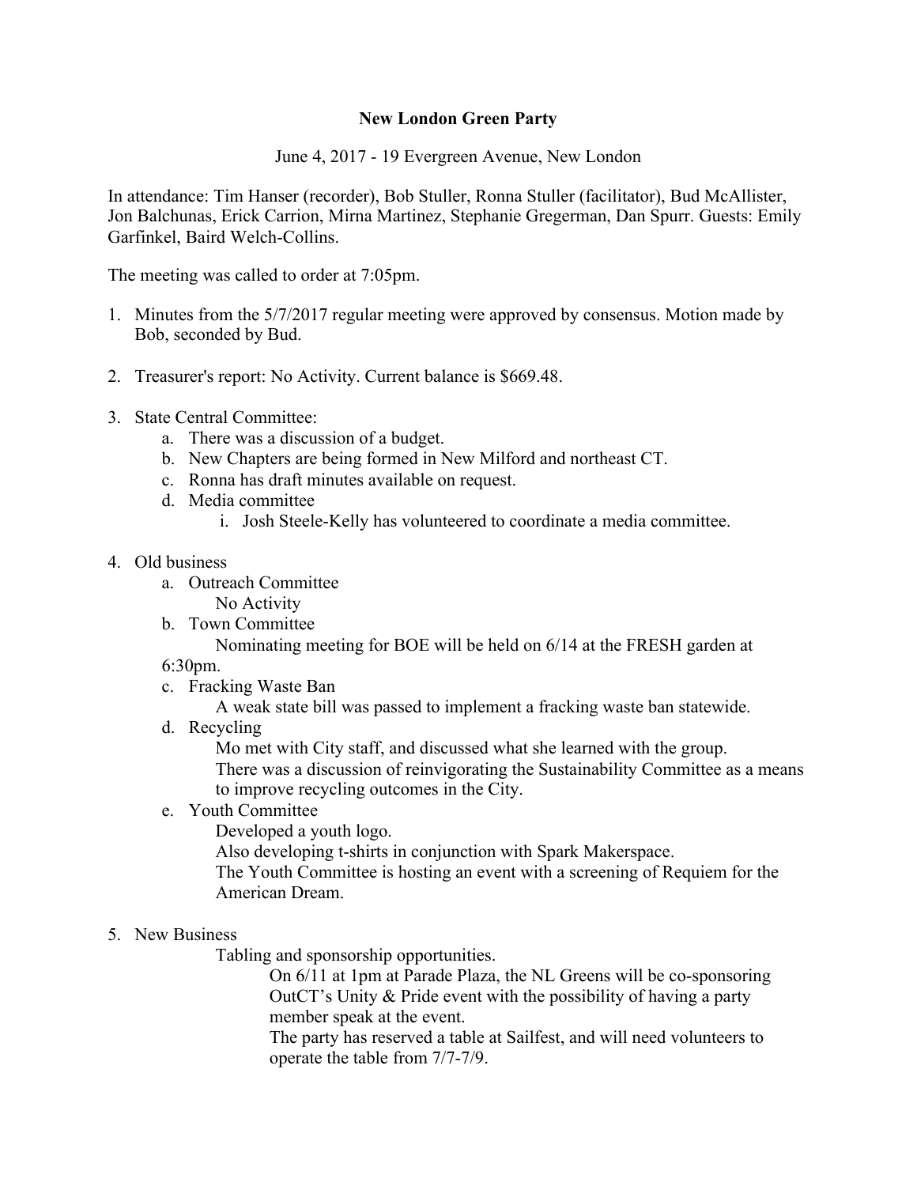# New London Green Party

June 4, 2017 - 19 Evergreen Avenue, New London

In attendance: Tim Hanser (recorder), Bob Stuller, Ronna Stuller (facilitator), Bud McAllister, Jon Balchunas, Erick Carrion, Mirna Martinez, Stephanie Gregerman, Dan Spurr. Guests: Emily Garfinkel, Baird Welch-Collins.

The meeting was called to order at 7:05pm.

1. Minutes from the 5/7/2017 regular meeting were approved by consensus. Motion made by Bob, seconded by Bud.

2. Treasurer's report: No Activity. Current balance is $669.48.

3. State Central Committee:
   a. There was a discussion of a budget.
   b. New Chapters are being formed in New Milford and northeast CT.
   c. Ronna has draft minutes available on request.
   d. Media committee
      i. Josh Steele-Kelly has volunteered to coordinate a media committee.

4. Old business
   a. Outreach Committee
      No Activity
   b. Town Committee
      Nominating meeting for BOE will be held on 6/14 at the FRESH garden at 6:30pm.
   c. Fracking Waste Ban
      A weak state bill was passed to implement a fracking waste ban statewide.
   d. Recycling
      Mo met with City staff, and discussed what she learned with the group.
      There was a discussion of reinvigorating the Sustainability Committee as a means to improve recycling outcomes in the City.
   e. Youth Committee
      Developed a youth logo.
      Also developing t-shirts in conjunction with Spark Makerspace.
      The Youth Committee is hosting an event with a screening of Requiem for the American Dream.

5. New Business
   Tabling and sponsorship opportunities.
   On 6/11 at 1pm at Parade Plaza, the NL Greens will be co-sponsoring OutCT's Unity & Pride event with the possibility of having a party member speak at the event.
   The party has reserved a table at Sailfest, and will need volunteers to operate the table from 7/7-7/9.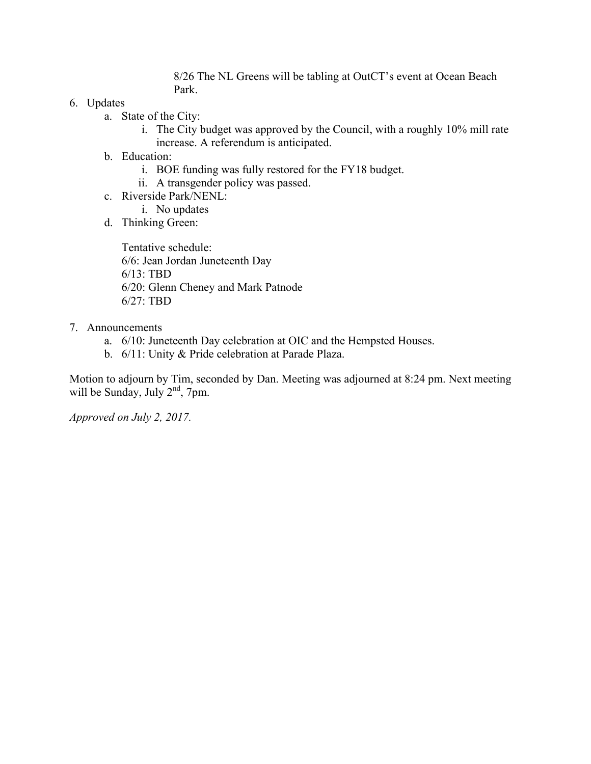8/26 The NL Greens will be tabling at OutCT's event at Ocean Beach Park.

6. Updates
    a. State of the City:
        i. The City budget was approved by the Council, with a roughly 10% mill rate increase. A referendum is anticipated.
    b. Education:
        i. BOE funding was fully restored for the FY18 budget.
        ii. A transgender policy was passed.
    c. Riverside Park/NENL:
        i. No updates
    d. Thinking Green:

        Tentative schedule:
        6/6: Jean Jordan Juneteenth Day
        6/13: TBD
        6/20: Glenn Cheney and Mark Patnode
        6/27: TBD

7. Announcements
    a. 6/10: Juneteenth Day celebration at OIC and the Hempsted Houses.
    b. 6/11: Unity & Pride celebration at Parade Plaza.

Motion to adjourn by Tim, seconded by Dan. Meeting was adjourned at 8:24 pm. Next meeting will be Sunday, July 2nd, 7pm.

*Approved on July 2, 2017.*